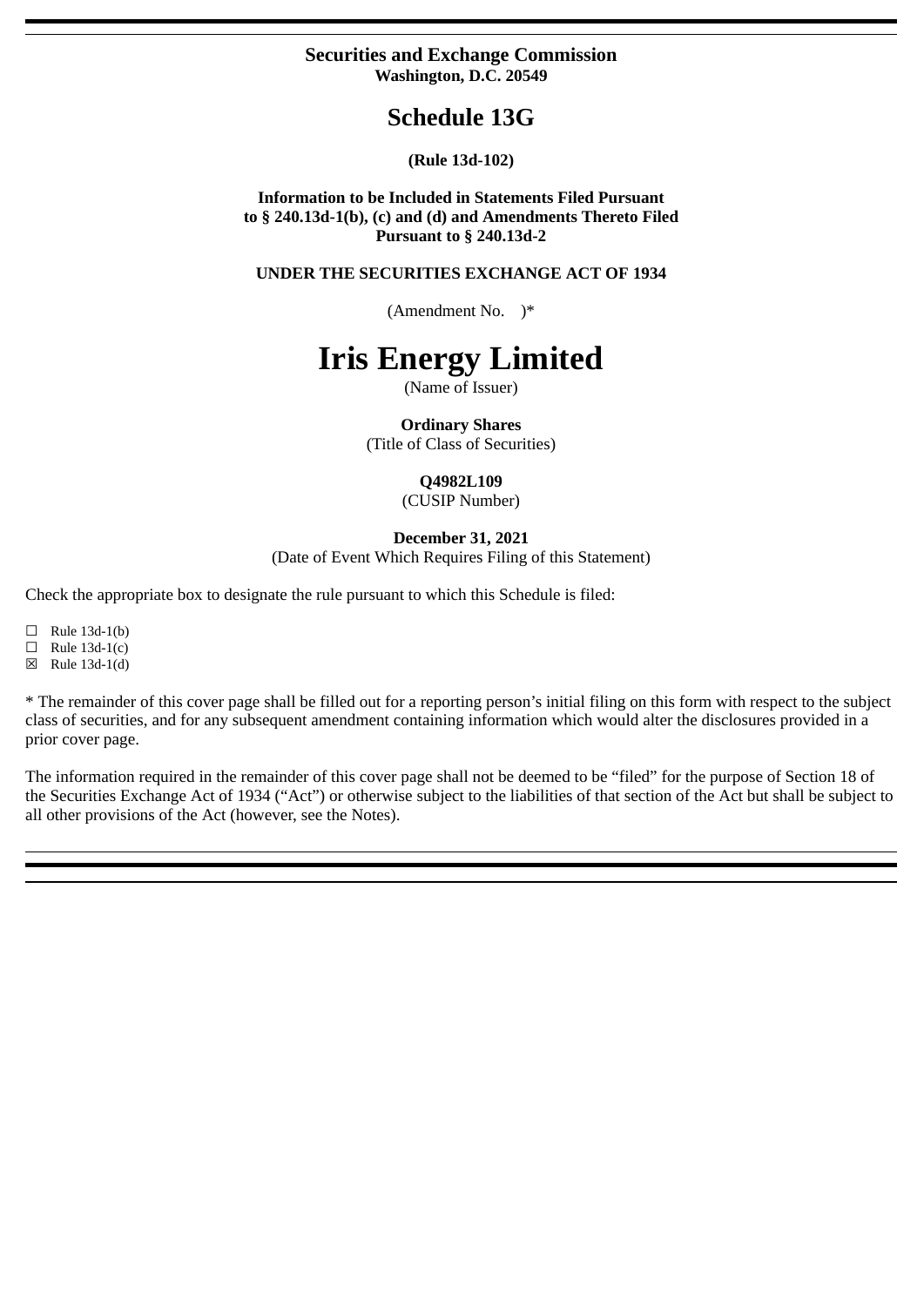**Securities and Exchange Commission**
**Washington, D.C. 20549**

# Schedule 13G

**(Rule 13d-102)**

**Information to be Included in Statements Filed Pursuant to § 240.13d-1(b), (c) and (d) and Amendments Thereto Filed Pursuant to § 240.13d-2**

**UNDER THE SECURITIES EXCHANGE ACT OF 1934**

(Amendment No. )*

# Iris Energy Limited

(Name of Issuer)

**Ordinary Shares**
(Title of Class of Securities)

**Q4982L109**
(CUSIP Number)

**December 31, 2021**
(Date of Event Which Requires Filing of this Statement)

Check the appropriate box to designate the rule pursuant to which this Schedule is filed:

☐ Rule 13d-1(b)
☐ Rule 13d-1(c)
☒ Rule 13d-1(d)

* The remainder of this cover page shall be filled out for a reporting person's initial filing on this form with respect to the subject class of securities, and for any subsequent amendment containing information which would alter the disclosures provided in a prior cover page.

The information required in the remainder of this cover page shall not be deemed to be "filed" for the purpose of Section 18 of the Securities Exchange Act of 1934 ("Act") or otherwise subject to the liabilities of that section of the Act but shall be subject to all other provisions of the Act (however, see the Notes).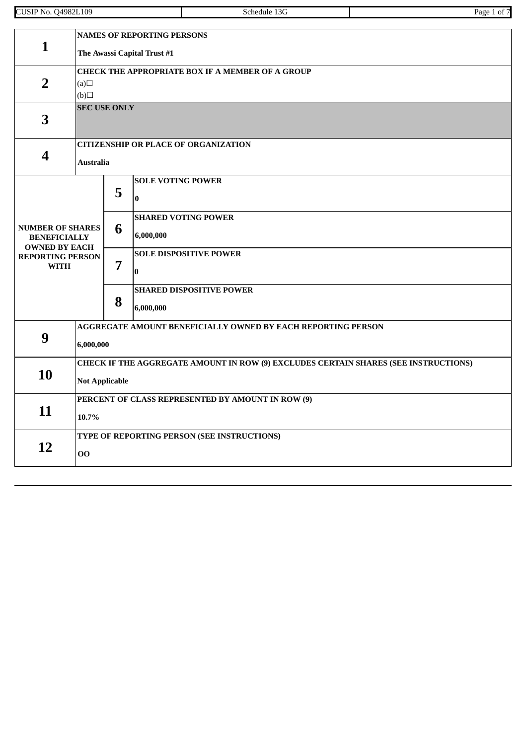| | | | |
|---|---|---|---|
| **1** | **NAMES OF REPORTING PERSONS**<br><br>**The Awassi Capital Trust #1** | | |
| **2** | **CHECK THE APPROPRIATE BOX IF A MEMBER OF A GROUP**<br>(a)☐<br>(b)☐ | | |
| **3** | **SEC USE ONLY** | | |
| **4** | **CITIZENSHIP OR PLACE OF ORGANIZATION**<br><br>**Australia** | | |
| **NUMBER OF SHARES BENEFICIALLY OWNED BY EACH REPORTING PERSON WITH** | **5** | **SOLE VOTING POWER**<br><br>**0** | |
| | **6** | **SHARED VOTING POWER**<br><br>**6,000,000** | |
| | **7** | **SOLE DISPOSITIVE POWER**<br><br>**0** | |
| | **8** | **SHARED DISPOSITIVE POWER**<br><br>**6,000,000** | |
| **9** | **AGGREGATE AMOUNT BENEFICIALLY OWNED BY EACH REPORTING PERSON**<br><br>**6,000,000** | | |
| **10** | **CHECK IF THE AGGREGATE AMOUNT IN ROW (9) EXCLUDES CERTAIN SHARES (SEE INSTRUCTIONS)**<br><br>**Not Applicable** | | |
| **11** | **PERCENT OF CLASS REPRESENTED BY AMOUNT IN ROW (9)**<br><br>**10.7%** | | |
| **12** | **TYPE OF REPORTING PERSON (SEE INSTRUCTIONS)**<br><br>**OO** | | |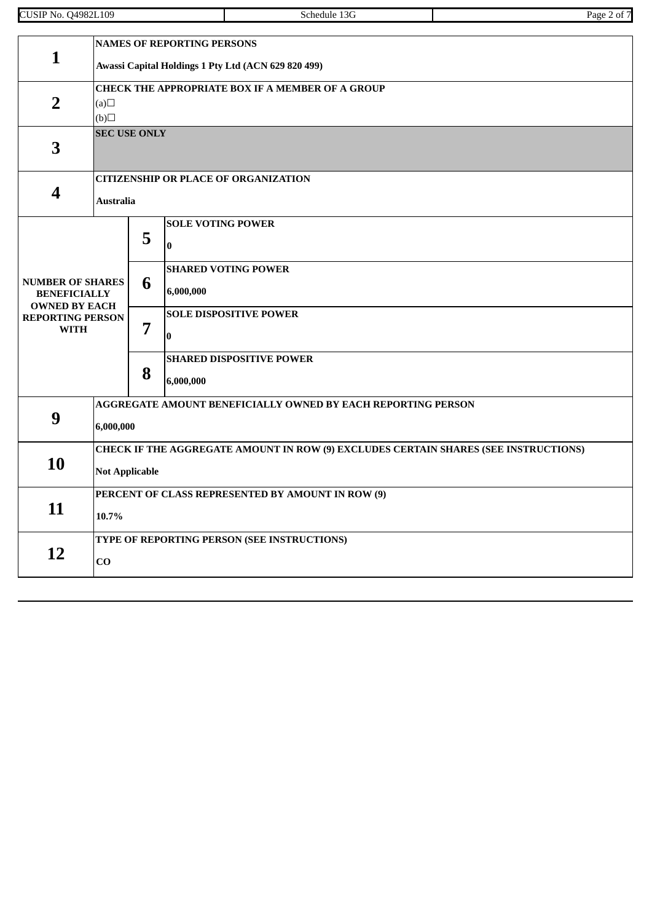| | | | |
|---|---|---|---|
| **1** | **NAMES OF REPORTING PERSONS**<br><br>**Awassi Capital Holdings 1 Pty Ltd (ACN 629 820 499)** | | |
| **2** | **CHECK THE APPROPRIATE BOX IF A MEMBER OF A GROUP**<br>(a)☐<br>(b)☐ | | |
| **3** | **SEC USE ONLY** | | |
| **4** | **CITIZENSHIP OR PLACE OF ORGANIZATION**<br><br>**Australia** | | |
| **NUMBER OF SHARES BENEFICIALLY OWNED BY EACH REPORTING PERSON WITH** | **5** | **SOLE VOTING POWER**<br><br>**0** | |
| | **6** | **SHARED VOTING POWER**<br><br>**6,000,000** | |
| | **7** | **SOLE DISPOSITIVE POWER**<br><br>**0** | |
| | **8** | **SHARED DISPOSITIVE POWER**<br><br>**6,000,000** | |
| **9** | **AGGREGATE AMOUNT BENEFICIALLY OWNED BY EACH REPORTING PERSON**<br><br>**6,000,000** | | |
| **10** | **CHECK IF THE AGGREGATE AMOUNT IN ROW (9) EXCLUDES CERTAIN SHARES (SEE INSTRUCTIONS)**<br><br>**Not Applicable** | | |
| **11** | **PERCENT OF CLASS REPRESENTED BY AMOUNT IN ROW (9)**<br><br>**10.7%** | | |
| **12** | **TYPE OF REPORTING PERSON (SEE INSTRUCTIONS)**<br><br>**CO** | | |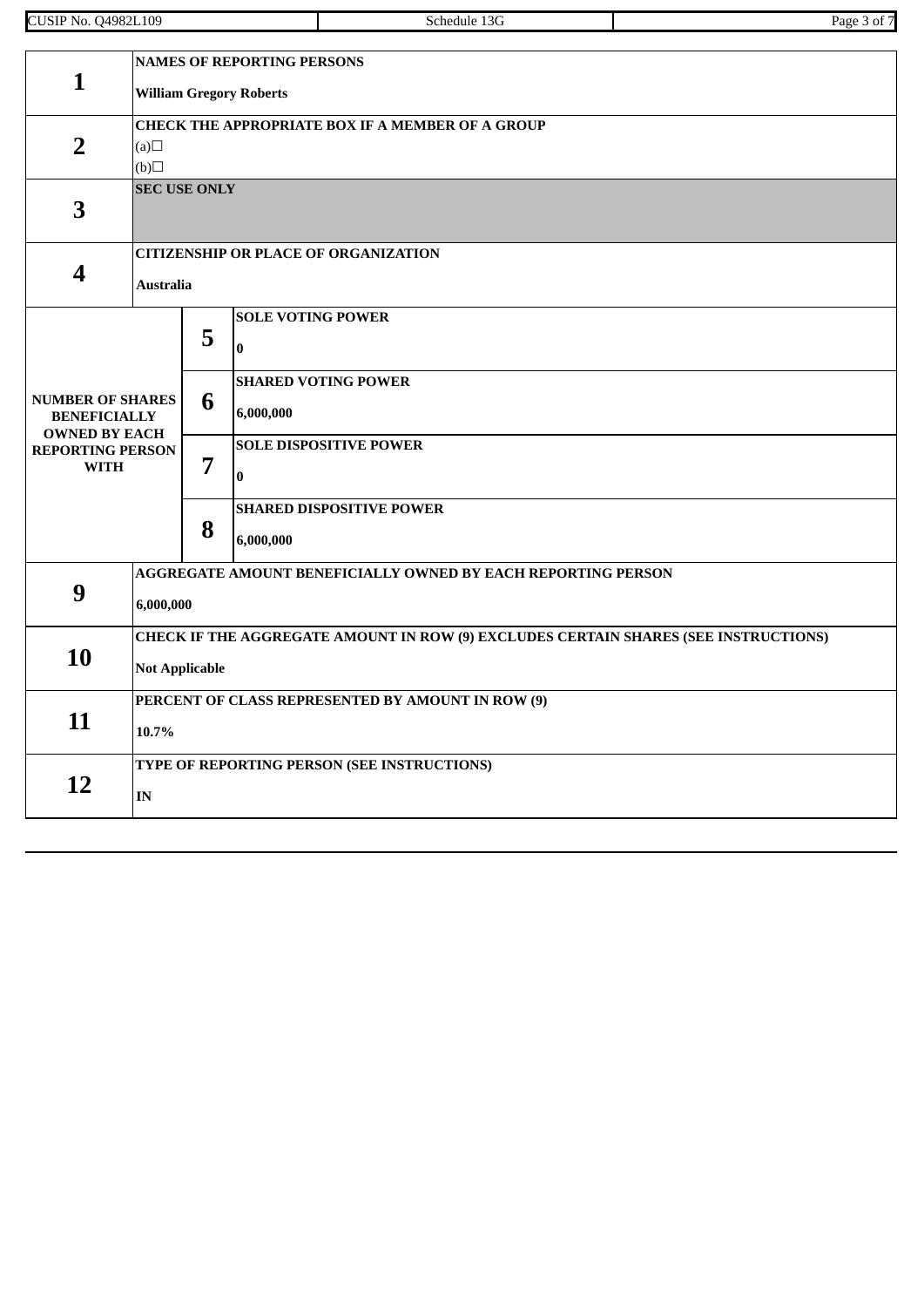| | | | |
|---|---|---|---|
| **1** | **NAMES OF REPORTING PERSONS**<br><br>**William Gregory Roberts** | | |
| **2** | **CHECK THE APPROPRIATE BOX IF A MEMBER OF A GROUP**<br>(a)☐<br>(b)☐ | | |
| **3** | **SEC USE ONLY** | | |
| **4** | **CITIZENSHIP OR PLACE OF ORGANIZATION**<br><br>**Australia** | | |
| **NUMBER OF SHARES BENEFICIALLY OWNED BY EACH REPORTING PERSON WITH** | | **5** | **SOLE VOTING POWER**<br><br>**0** |
| | | **6** | **SHARED VOTING POWER**<br><br>**6,000,000** |
| | | **7** | **SOLE DISPOSITIVE POWER**<br><br>**0** |
| | | **8** | **SHARED DISPOSITIVE POWER**<br><br>**6,000,000** |
| **9** | **AGGREGATE AMOUNT BENEFICIALLY OWNED BY EACH REPORTING PERSON**<br><br>**6,000,000** | | |
| **10** | **CHECK IF THE AGGREGATE AMOUNT IN ROW (9) EXCLUDES CERTAIN SHARES (SEE INSTRUCTIONS)**<br><br>**Not Applicable** | | |
| **11** | **PERCENT OF CLASS REPRESENTED BY AMOUNT IN ROW (9)**<br><br>**10.7%** | | |
| **12** | **TYPE OF REPORTING PERSON (SEE INSTRUCTIONS)**<br><br>**IN** | | |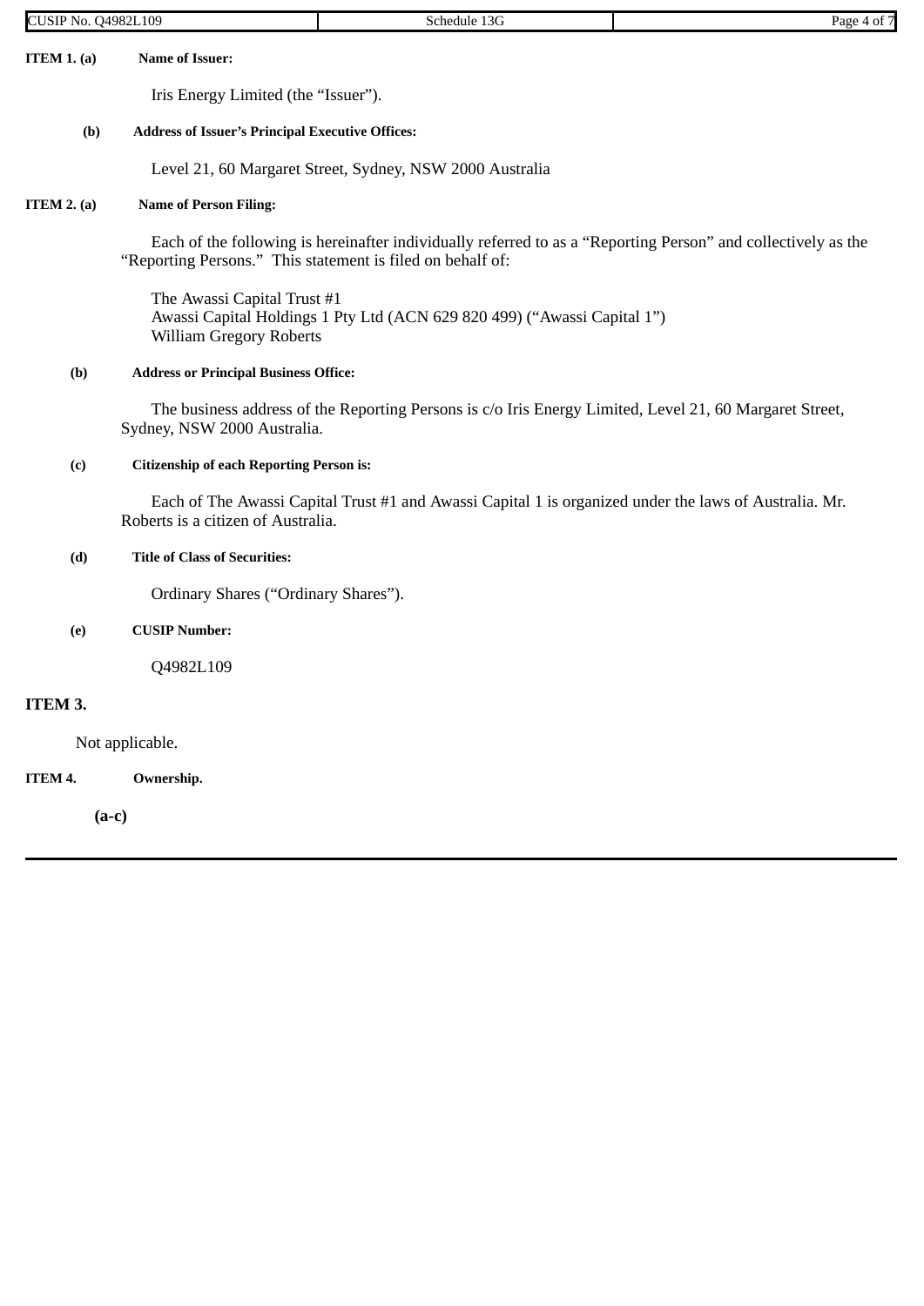**ITEM 1. (a) Name of Issuer:**

Iris Energy Limited (the "Issuer").

**(b) Address of Issuer's Principal Executive Offices:**

Level 21, 60 Margaret Street, Sydney, NSW 2000 Australia

**ITEM 2. (a) Name of Person Filing:**

Each of the following is hereinafter individually referred to as a "Reporting Person" and collectively as the "Reporting Persons." This statement is filed on behalf of:

The Awassi Capital Trust #1
Awassi Capital Holdings 1 Pty Ltd (ACN 629 820 499) ("Awassi Capital 1")
William Gregory Roberts

**(b) Address or Principal Business Office:**

The business address of the Reporting Persons is c/o Iris Energy Limited, Level 21, 60 Margaret Street, Sydney, NSW 2000 Australia.

**(c) Citizenship of each Reporting Person is:**

Each of The Awassi Capital Trust #1 and Awassi Capital 1 is organized under the laws of Australia. Mr. Roberts is a citizen of Australia.

**(d) Title of Class of Securities:**

Ordinary Shares ("Ordinary Shares").

**(e) CUSIP Number:**

Q4982L109

**ITEM 3.**

Not applicable.

**ITEM 4. Ownership.**

**(a-c)**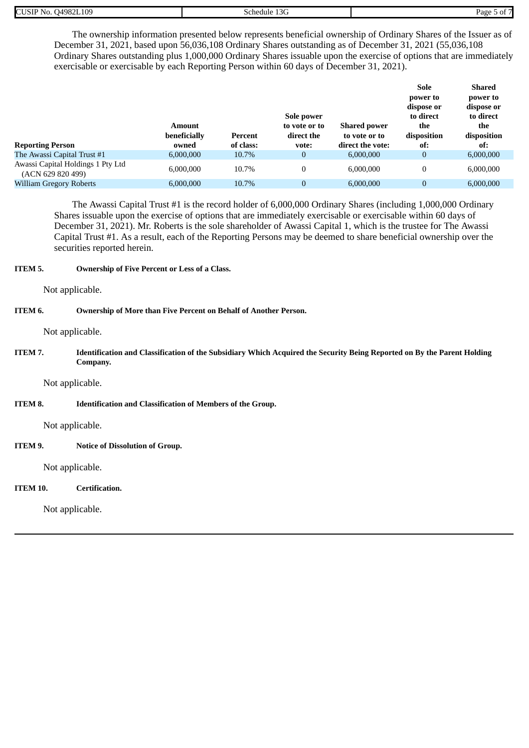The ownership information presented below represents beneficial ownership of Ordinary Shares of the Issuer as of December 31, 2021, based upon 56,036,108 Ordinary Shares outstanding as of December 31, 2021 (55,036,108 Ordinary Shares outstanding plus 1,000,000 Ordinary Shares issuable upon the exercise of options that are immediately exercisable or exercisable by each Reporting Person within 60 days of December 31, 2021).

| Reporting Person | Amount beneficially owned | Percent of class: | Sole power to vote or to direct the vote: | Shared power to vote or to direct the vote: | Sole power to dispose or to direct the disposition of: | Shared power to dispose or to direct the disposition of: |
|---|---|---|---|---|---|---|
| The Awassi Capital Trust #1 | 6,000,000 | 10.7% | 0 | 6,000,000 | 0 | 6,000,000 |
| Awassi Capital Holdings 1 Pty Ltd (ACN 629 820 499) | 6,000,000 | 10.7% | 0 | 6,000,000 | 0 | 6,000,000 |
| William Gregory Roberts | 6,000,000 | 10.7% | 0 | 6,000,000 | 0 | 6,000,000 |

The Awassi Capital Trust #1 is the record holder of 6,000,000 Ordinary Shares (including 1,000,000 Ordinary Shares issuable upon the exercise of options that are immediately exercisable or exercisable within 60 days of December 31, 2021). Mr. Roberts is the sole shareholder of Awassi Capital 1, which is the trustee for The Awassi Capital Trust #1. As a result, each of the Reporting Persons may be deemed to share beneficial ownership over the securities reported herein.

**ITEM 5. Ownership of Five Percent or Less of a Class.**

Not applicable.

**ITEM 6. Ownership of More than Five Percent on Behalf of Another Person.**

Not applicable.

**ITEM 7. Identification and Classification of the Subsidiary Which Acquired the Security Being Reported on By the Parent Holding Company.**

Not applicable.

**ITEM 8. Identification and Classification of Members of the Group.**

Not applicable.

**ITEM 9. Notice of Dissolution of Group.**

Not applicable.

**ITEM 10. Certification.**

Not applicable.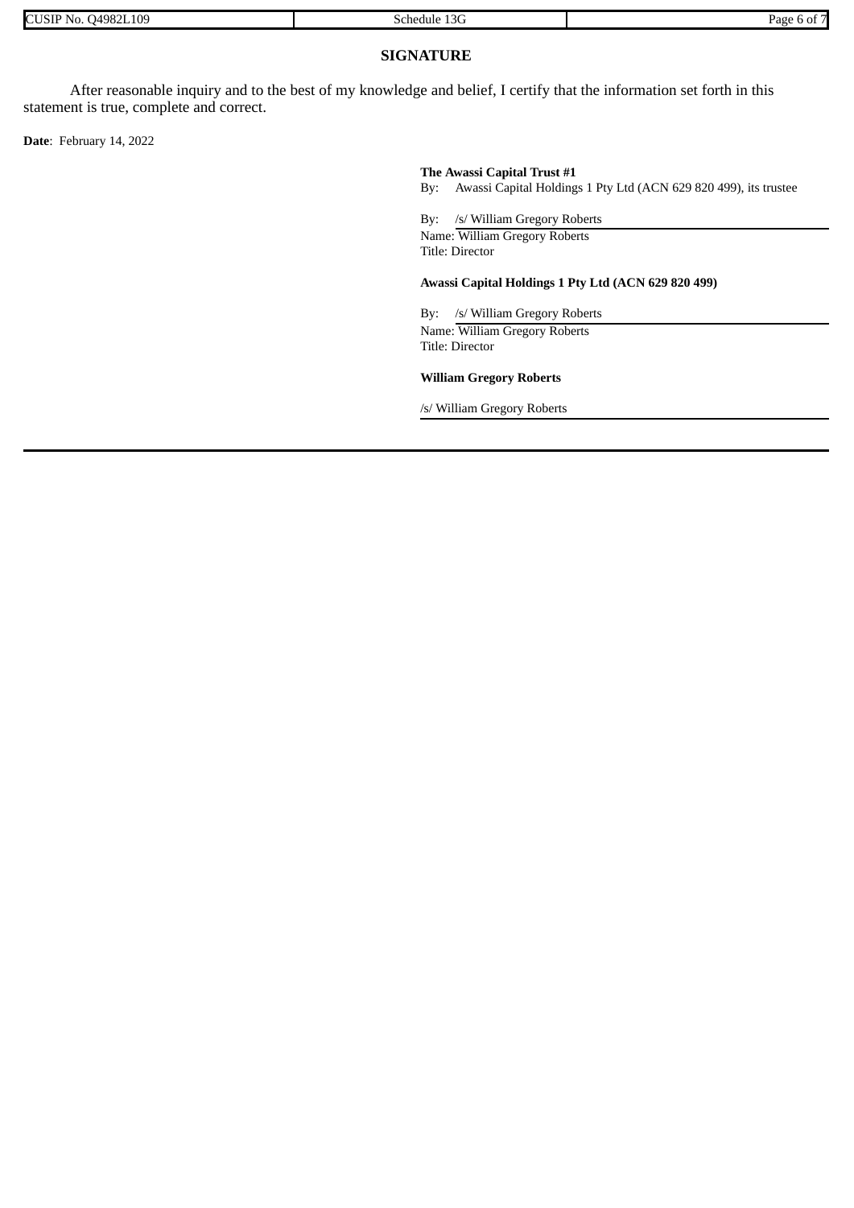## SIGNATURE

After reasonable inquiry and to the best of my knowledge and belief, I certify that the information set forth in this statement is true, complete and correct.

**Date**: February 14, 2022

**The Awassi Capital Trust #1**
By: Awassi Capital Holdings 1 Pty Ltd (ACN 629 820 499), its trustee

By: /s/ William Gregory Roberts
Name: William Gregory Roberts
Title: Director

**Awassi Capital Holdings 1 Pty Ltd (ACN 629 820 499)**

By: /s/ William Gregory Roberts
Name: William Gregory Roberts
Title: Director

**William Gregory Roberts**

/s/ William Gregory Roberts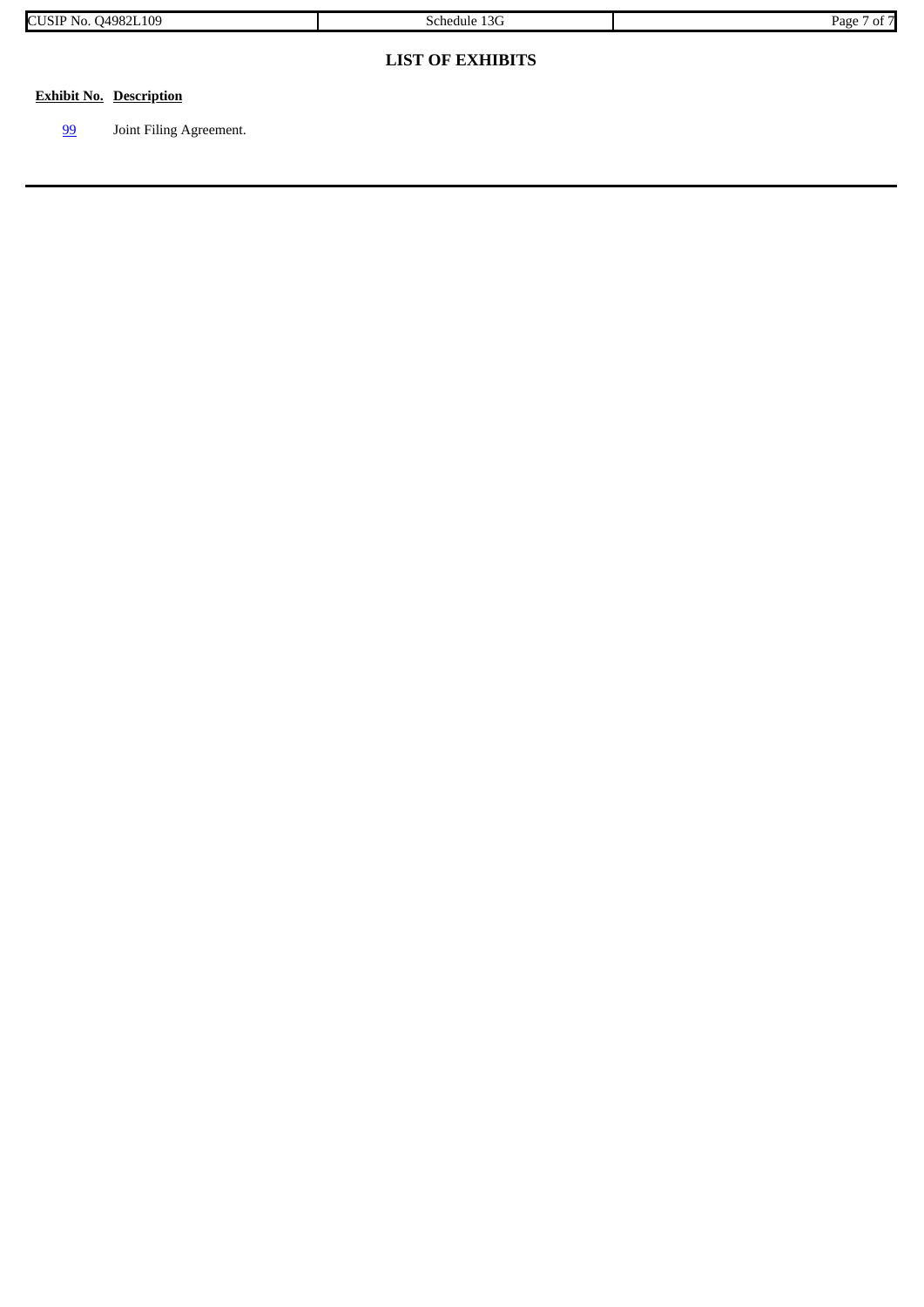## LIST OF EXHIBITS

| Exhibit No. | Description |
| --- | --- |
| 99 | Joint Filing Agreement. |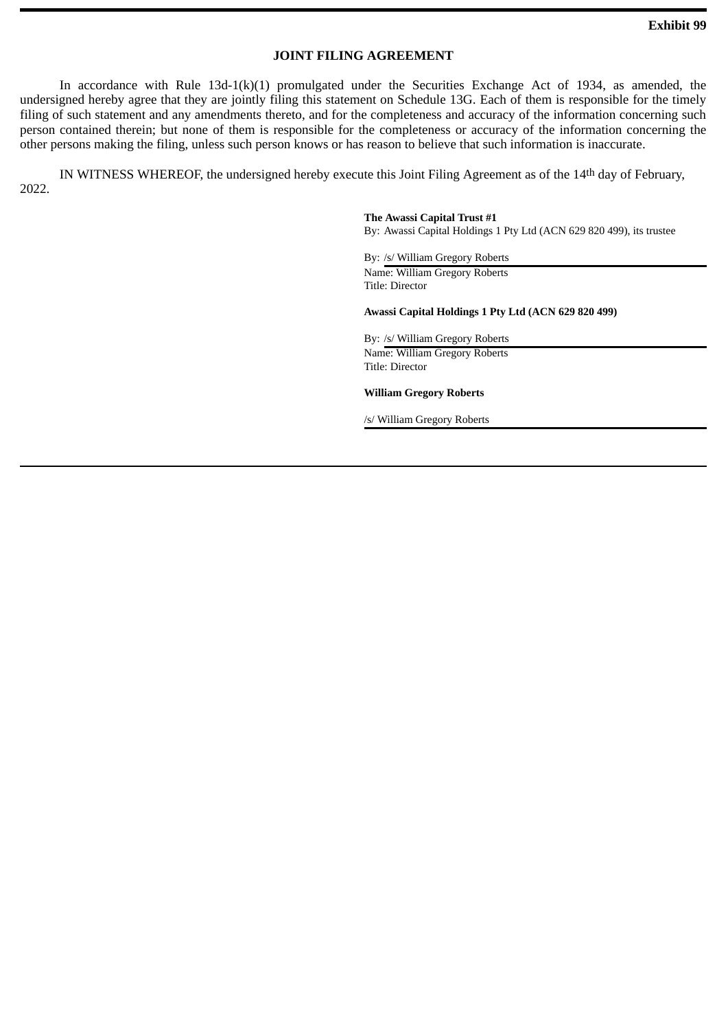**Exhibit 99**

**JOINT FILING AGREEMENT**

In accordance with Rule 13d-1(k)(1) promulgated under the Securities Exchange Act of 1934, as amended, the undersigned hereby agree that they are jointly filing this statement on Schedule 13G. Each of them is responsible for the timely filing of such statement and any amendments thereto, and for the completeness and accuracy of the information concerning such person contained therein; but none of them is responsible for the completeness or accuracy of the information concerning the other persons making the filing, unless such person knows or has reason to believe that such information is inaccurate.

IN WITNESS WHEREOF, the undersigned hereby execute this Joint Filing Agreement as of the 14th day of February, 2022.

**The Awassi Capital Trust #1**
By: Awassi Capital Holdings 1 Pty Ltd (ACN 629 820 499), its trustee

By: /s/ William Gregory Roberts
Name: William Gregory Roberts
Title: Director

**Awassi Capital Holdings 1 Pty Ltd (ACN 629 820 499)**

By: /s/ William Gregory Roberts
Name: William Gregory Roberts
Title: Director

**William Gregory Roberts**

/s/ William Gregory Roberts